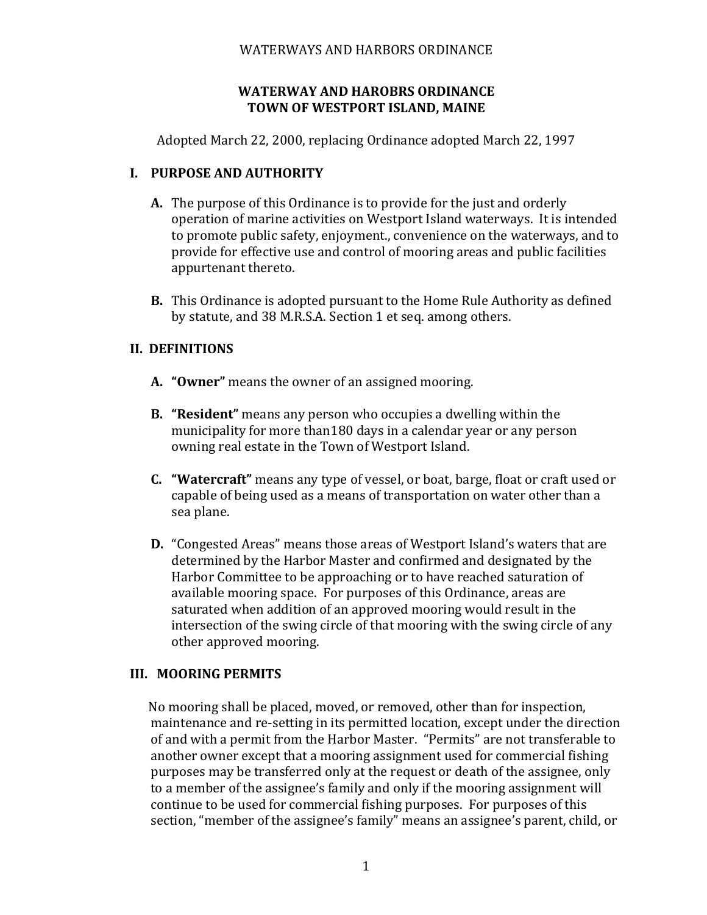# WATERWAY AND HAROBRS ORDINANCE
# TOWN OF WESTPORT ISLAND, MAINE

Adopted March 22, 2000, replacing Ordinance adopted March 22, 1997

## I. PURPOSE AND AUTHORITY

**A.** The purpose of this Ordinance is to provide for the just and orderly operation of marine activities on Westport Island waterways. It is intended to promote public safety, enjoyment., convenience on the waterways, and to provide for effective use and control of mooring areas and public facilities appurtenant thereto.

**B.** This Ordinance is adopted pursuant to the Home Rule Authority as defined by statute, and 38 M.R.S.A. Section 1 et seq. among others.

## II. DEFINITIONS

**A.** **"Owner"** means the owner of an assigned mooring.

**B.** **"Resident"** means any person who occupies a dwelling within the municipality for more than180 days in a calendar year or any person owning real estate in the Town of Westport Island.

**C.** **"Watercraft"** means any type of vessel, or boat, barge, float or craft used or capable of being used as a means of transportation on water other than a sea plane.

**D.** "Congested Areas" means those areas of Westport Island's waters that are determined by the Harbor Master and confirmed and designated by the Harbor Committee to be approaching or to have reached saturation of available mooring space. For purposes of this Ordinance, areas are saturated when addition of an approved mooring would result in the intersection of the swing circle of that mooring with the swing circle of any other approved mooring.

## III. MOORING PERMITS

No mooring shall be placed, moved, or removed, other than for inspection, maintenance and re-setting in its permitted location, except under the direction of and with a permit from the Harbor Master. "Permits" are not transferable to another owner except that a mooring assignment used for commercial fishing purposes may be transferred only at the request or death of the assignee, only to a member of the assignee's family and only if the mooring assignment will continue to be used for commercial fishing purposes. For purposes of this section, "member of the assignee's family" means an assignee's parent, child, or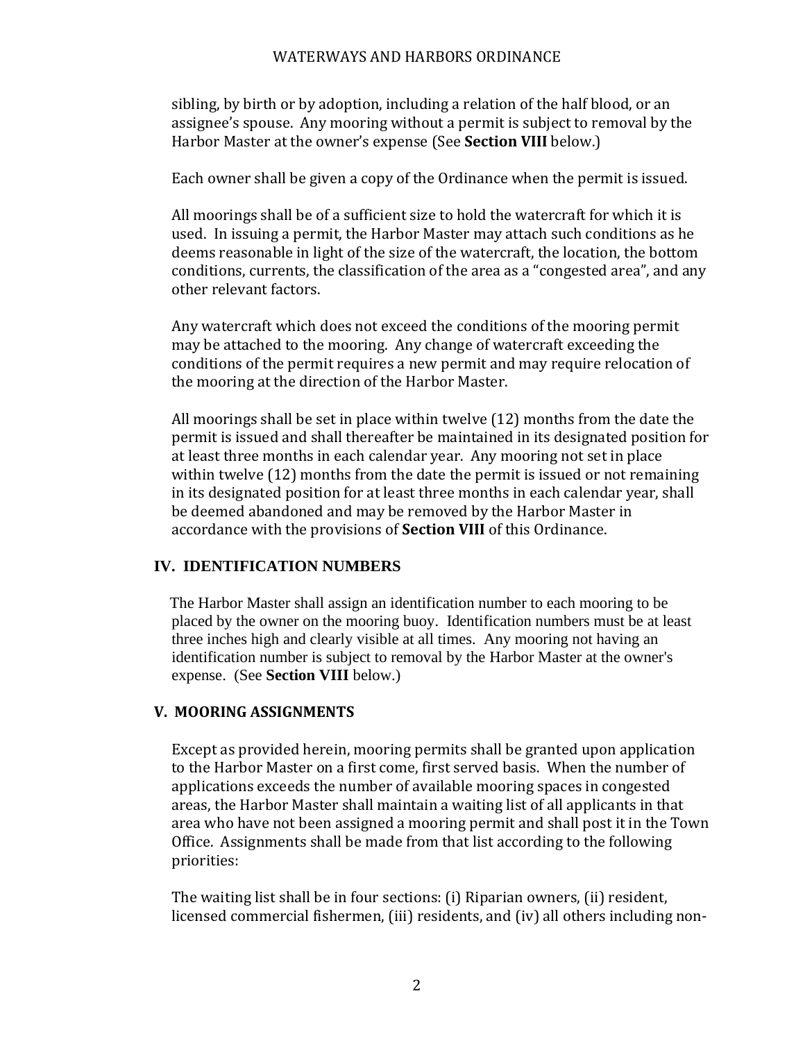sibling, by birth or by adoption, including a relation of the half blood, or an assignee's spouse. Any mooring without a permit is subject to removal by the Harbor Master at the owner's expense (See **Section VIII** below.)

Each owner shall be given a copy of the Ordinance when the permit is issued.

All moorings shall be of a sufficient size to hold the watercraft for which it is used. In issuing a permit, the Harbor Master may attach such conditions as he deems reasonable in light of the size of the watercraft, the location, the bottom conditions, currents, the classification of the area as a "congested area", and any other relevant factors.

Any watercraft which does not exceed the conditions of the mooring permit may be attached to the mooring. Any change of watercraft exceeding the conditions of the permit requires a new permit and may require relocation of the mooring at the direction of the Harbor Master.

All moorings shall be set in place within twelve (12) months from the date the permit is issued and shall thereafter be maintained in its designated position for at least three months in each calendar year. Any mooring not set in place within twelve (12) months from the date the permit is issued or not remaining in its designated position for at least three months in each calendar year, shall be deemed abandoned and may be removed by the Harbor Master in accordance with the provisions of **Section VIII** of this Ordinance.

## IV. IDENTIFICATION NUMBERS

The Harbor Master shall assign an identification number to each mooring to be placed by the owner on the mooring buoy. Identification numbers must be at least three inches high and clearly visible at all times. Any mooring not having an identification number is subject to removal by the Harbor Master at the owner's expense. (See **Section VIII** below.)

## V. MOORING ASSIGNMENTS

Except as provided herein, mooring permits shall be granted upon application to the Harbor Master on a first come, first served basis. When the number of applications exceeds the number of available mooring spaces in congested areas, the Harbor Master shall maintain a waiting list of all applicants in that area who have not been assigned a mooring permit and shall post it in the Town Office. Assignments shall be made from that list according to the following priorities:

The waiting list shall be in four sections: (i) Riparian owners, (ii) resident, licensed commercial fishermen, (iii) residents, and (iv) all others including non-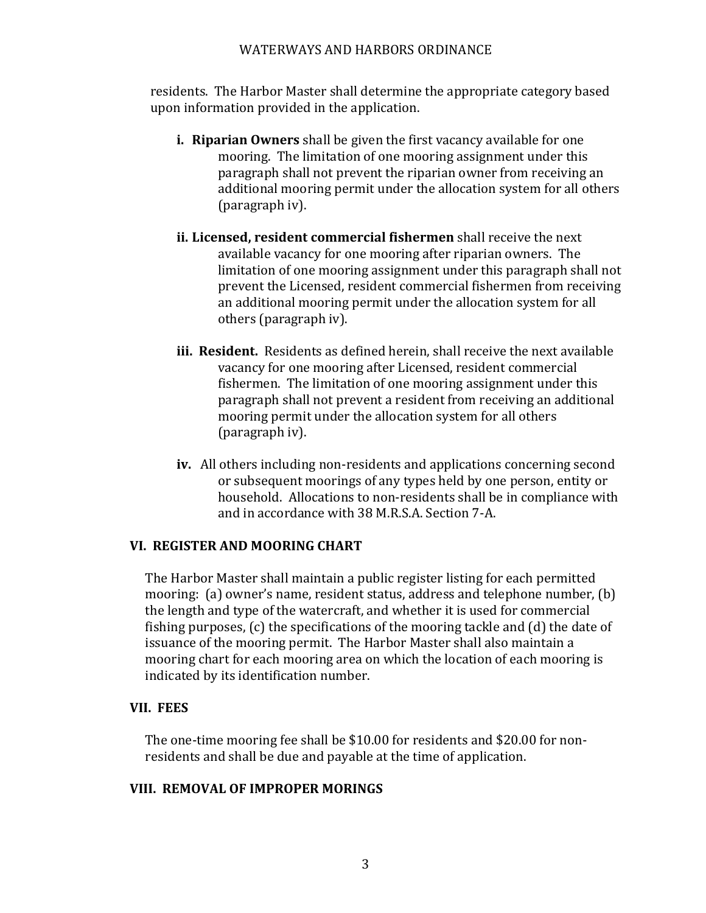residents. The Harbor Master shall determine the appropriate category based upon information provided in the application.

**i. Riparian Owners** shall be given the first vacancy available for one mooring. The limitation of one mooring assignment under this paragraph shall not prevent the riparian owner from receiving an additional mooring permit under the allocation system for all others (paragraph iv).

**ii. Licensed, resident commercial fishermen** shall receive the next available vacancy for one mooring after riparian owners. The limitation of one mooring assignment under this paragraph shall not prevent the Licensed, resident commercial fishermen from receiving an additional mooring permit under the allocation system for all others (paragraph iv).

**iii. Resident.** Residents as defined herein, shall receive the next available vacancy for one mooring after Licensed, resident commercial fishermen. The limitation of one mooring assignment under this paragraph shall not prevent a resident from receiving an additional mooring permit under the allocation system for all others (paragraph iv).

**iv.** All others including non-residents and applications concerning second or subsequent moorings of any types held by one person, entity or household. Allocations to non-residents shall be in compliance with and in accordance with 38 M.R.S.A. Section 7-A.

## VI. REGISTER AND MOORING CHART

The Harbor Master shall maintain a public register listing for each permitted mooring: (a) owner's name, resident status, address and telephone number, (b) the length and type of the watercraft, and whether it is used for commercial fishing purposes, (c) the specifications of the mooring tackle and (d) the date of issuance of the mooring permit. The Harbor Master shall also maintain a mooring chart for each mooring area on which the location of each mooring is indicated by its identification number.

## VII. FEES

The one-time mooring fee shall be $10.00 for residents and $20.00 for non-residents and shall be due and payable at the time of application.

## VIII. REMOVAL OF IMPROPER MORINGS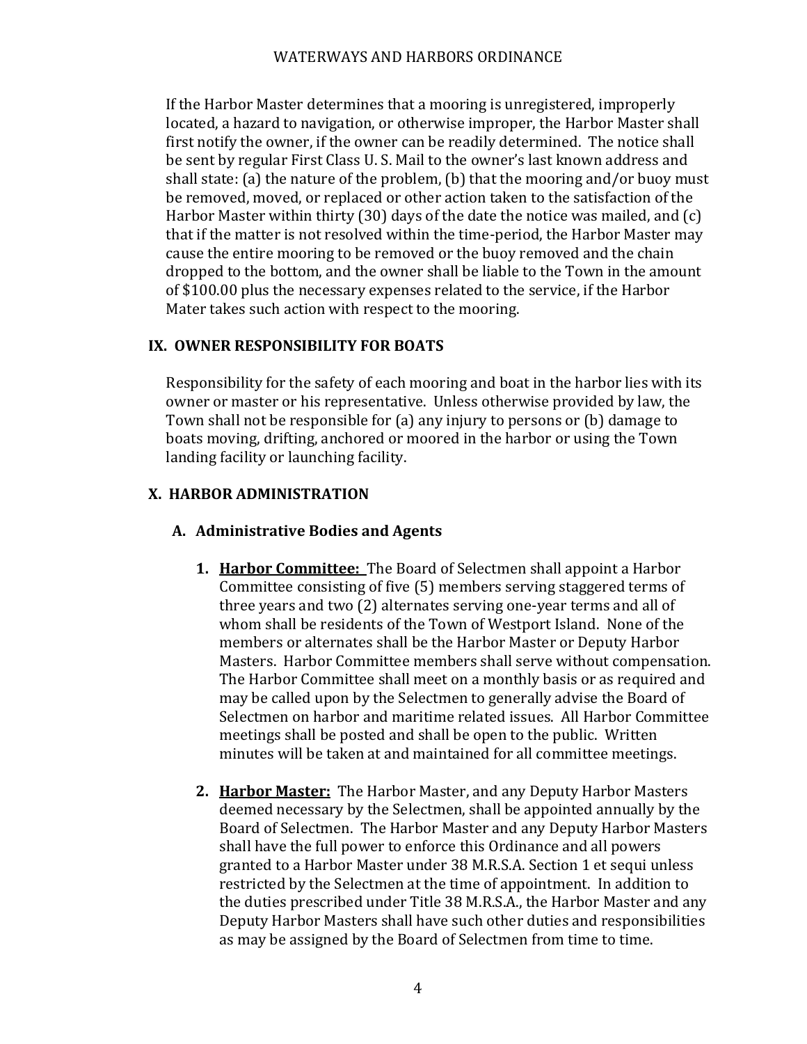If the Harbor Master determines that a mooring is unregistered, improperly located, a hazard to navigation, or otherwise improper, the Harbor Master shall first notify the owner, if the owner can be readily determined. The notice shall be sent by regular First Class U. S. Mail to the owner's last known address and shall state: (a) the nature of the problem, (b) that the mooring and/or buoy must be removed, moved, or replaced or other action taken to the satisfaction of the Harbor Master within thirty (30) days of the date the notice was mailed, and (c) that if the matter is not resolved within the time-period, the Harbor Master may cause the entire mooring to be removed or the buoy removed and the chain dropped to the bottom, and the owner shall be liable to the Town in the amount of $100.00 plus the necessary expenses related to the service, if the Harbor Mater takes such action with respect to the mooring.

## IX. OWNER RESPONSIBILITY FOR BOATS

Responsibility for the safety of each mooring and boat in the harbor lies with its owner or master or his representative. Unless otherwise provided by law, the Town shall not be responsible for (a) any injury to persons or (b) damage to boats moving, drifting, anchored or moored in the harbor or using the Town landing facility or launching facility.

## X. HARBOR ADMINISTRATION

### A. Administrative Bodies and Agents

1. **<u>Harbor Committee:</u>** The Board of Selectmen shall appoint a Harbor Committee consisting of five (5) members serving staggered terms of three years and two (2) alternates serving one-year terms and all of whom shall be residents of the Town of Westport Island. None of the members or alternates shall be the Harbor Master or Deputy Harbor Masters. Harbor Committee members shall serve without compensation. The Harbor Committee shall meet on a monthly basis or as required and may be called upon by the Selectmen to generally advise the Board of Selectmen on harbor and maritime related issues. All Harbor Committee meetings shall be posted and shall be open to the public. Written minutes will be taken at and maintained for all committee meetings.

2. **<u>Harbor Master:</u>** The Harbor Master, and any Deputy Harbor Masters deemed necessary by the Selectmen, shall be appointed annually by the Board of Selectmen. The Harbor Master and any Deputy Harbor Masters shall have the full power to enforce this Ordinance and all powers granted to a Harbor Master under 38 M.R.S.A. Section 1 et sequi unless restricted by the Selectmen at the time of appointment. In addition to the duties prescribed under Title 38 M.R.S.A., the Harbor Master and any Deputy Harbor Masters shall have such other duties and responsibilities as may be assigned by the Board of Selectmen from time to time.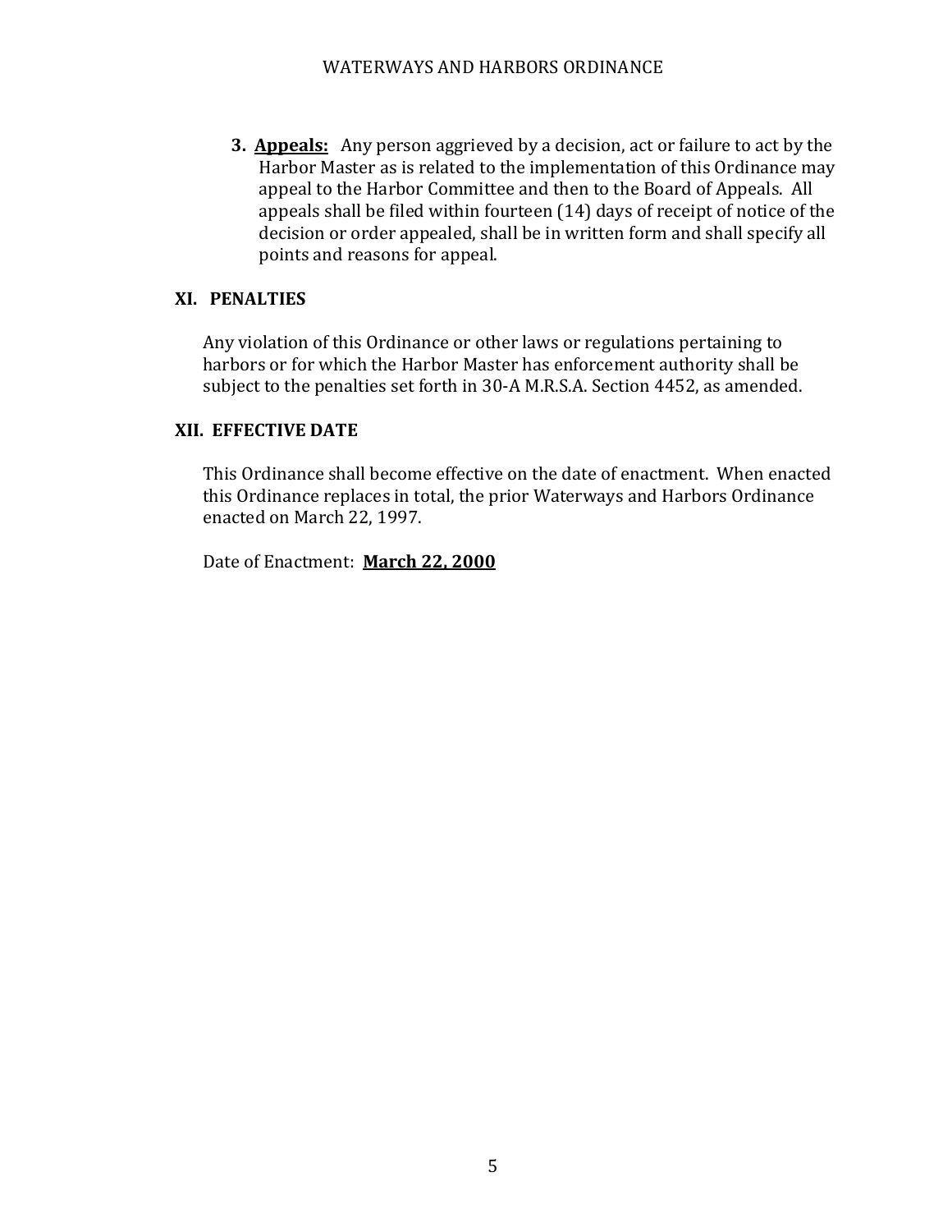3. **Appeals:** Any person aggrieved by a decision, act or failure to act by the Harbor Master as is related to the implementation of this Ordinance may appeal to the Harbor Committee and then to the Board of Appeals. All appeals shall be filed within fourteen (14) days of receipt of notice of the decision or order appealed, shall be in written form and shall specify all points and reasons for appeal.

## XI. PENALTIES

Any violation of this Ordinance or other laws or regulations pertaining to harbors or for which the Harbor Master has enforcement authority shall be subject to the penalties set forth in 30-A M.R.S.A. Section 4452, as amended.

## XII. EFFECTIVE DATE

This Ordinance shall become effective on the date of enactment. When enacted this Ordinance replaces in total, the prior Waterways and Harbors Ordinance enacted on March 22, 1997.

Date of Enactment: **March 22, 2000**